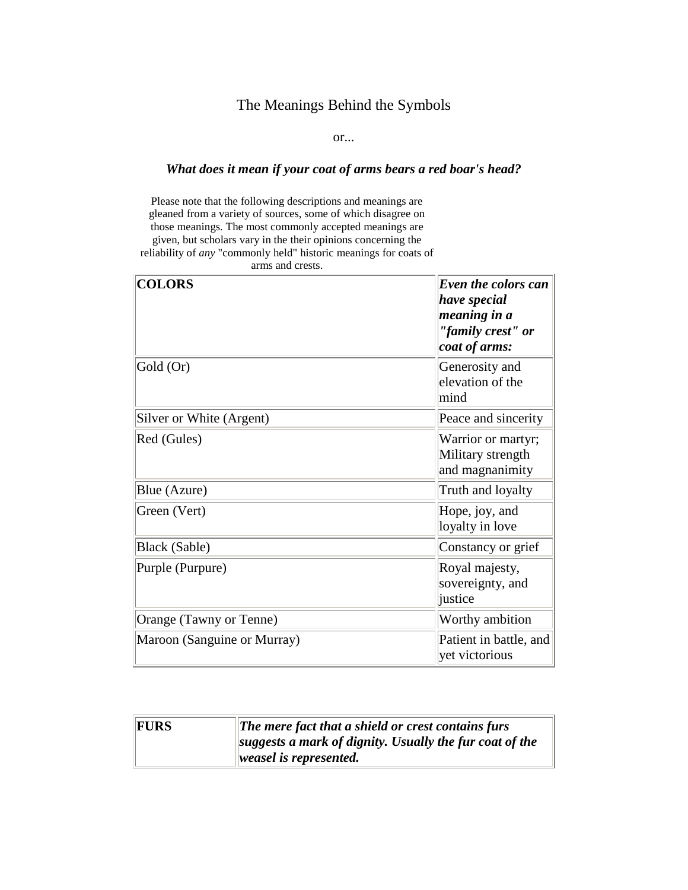# The Meanings Behind the Symbols

or...

### *What does it mean if your coat of arms bears a red boar's head?*

Please note that the following descriptions and meanings are gleaned from a variety of sources, some of which disagree on those meanings. The most commonly accepted meanings are given, but scholars vary in the their opinions concerning the reliability of *any* "commonly held" historic meanings for coats of arms and crests.

| **COLORS** | ***Even the colors can have special meaning in a "family crest" or coat of arms:*** |
|---|---|
| Gold (Or) | Generosity and elevation of the mind |
| Silver or White (Argent) | Peace and sincerity |
| Red (Gules) | Warrior or martyr; Military strength and magnanimity |
| Blue (Azure) | Truth and loyalty |
| Green (Vert) | Hope, joy, and loyalty in love |
| Black (Sable) | Constancy or grief |
| Purple (Purpure) | Royal majesty, sovereignty, and justice |
| Orange (Tawny or Tenne) | Worthy ambition |
| Maroon (Sanguine or Murray) | Patient in battle, and yet victorious |

| **FURS** | ***The mere fact that a shield or crest contains furs suggests a mark of dignity. Usually the fur coat of the weasel is represented.*** |
|---|---|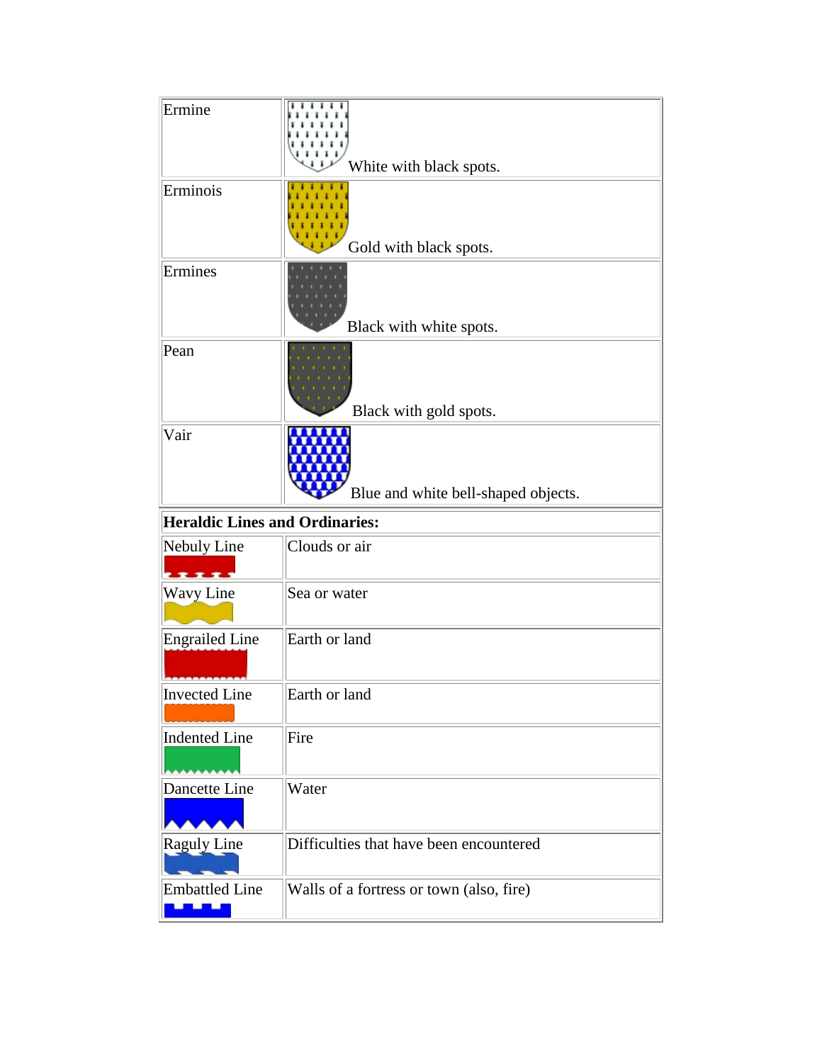| Ermine | White with black spots. |
| --- | --- |
| Erminois | Gold with black spots. |
| Ermines | Black with white spots. |
| Pean | Black with gold spots. |
| Vair | Blue and white bell-shaped objects. |

| **Heraldic Lines and Ordinaries:** | |
| --- | --- |
| Nebuly Line | Clouds or air |
| Wavy Line | Sea or water |
| Engrailed Line | Earth or land |
| Invected Line | Earth or land |
| Indented Line | Fire |
| Dancette Line | Water |
| Raguly Line | Difficulties that have been encountered |
| Embattled Line | Walls of a fortress or town (also, fire) |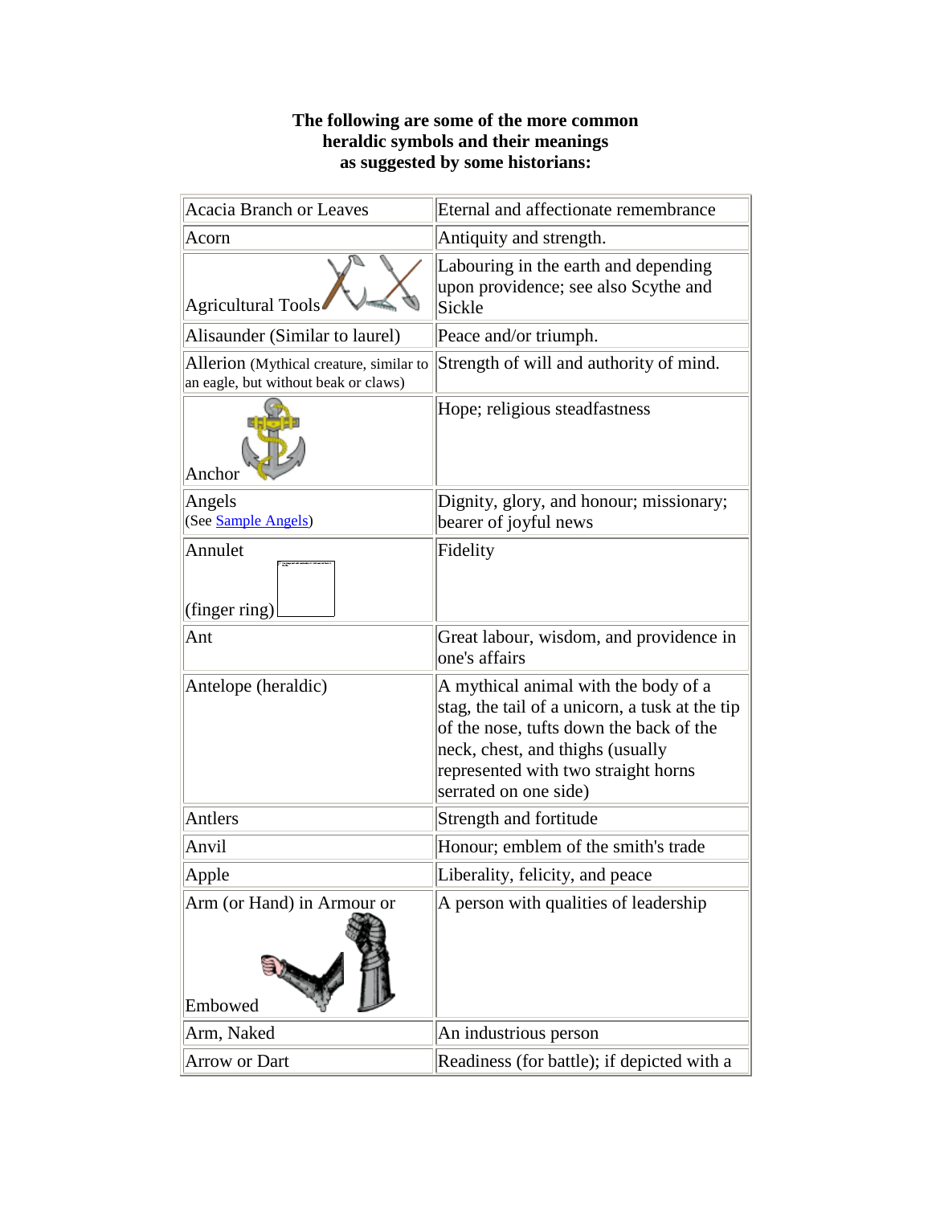**The following are some of the more common heraldic symbols and their meanings as suggested by some historians:**

| | |
|---|---|
| Acacia Branch or Leaves | Eternal and affectionate remembrance |
| Acorn | Antiquity and strength. |
| Agricultural Tools | Labouring in the earth and depending upon providence; see also Scythe and Sickle |
| Alisaunder (Similar to laurel) | Peace and/or triumph. |
| Allerion (Mythical creature, similar to an eagle, but without beak or claws) | Strength of will and authority of mind. |
| Anchor | Hope; religious steadfastness |
| Angels (See Sample Angels) | Dignity, glory, and honour; missionary; bearer of joyful news |
| Annulet (finger ring) | Fidelity |
| Ant | Great labour, wisdom, and providence in one's affairs |
| Antelope (heraldic) | A mythical animal with the body of a stag, the tail of a unicorn, a tusk at the tip of the nose, tufts down the back of the neck, chest, and thighs (usually represented with two straight horns serrated on one side) |
| Antlers | Strength and fortitude |
| Anvil | Honour; emblem of the smith's trade |
| Apple | Liberality, felicity, and peace |
| Arm (or Hand) in Armour or Embowed | A person with qualities of leadership |
| Arm, Naked | An industrious person |
| Arrow or Dart | Readiness (for battle); if depicted with a |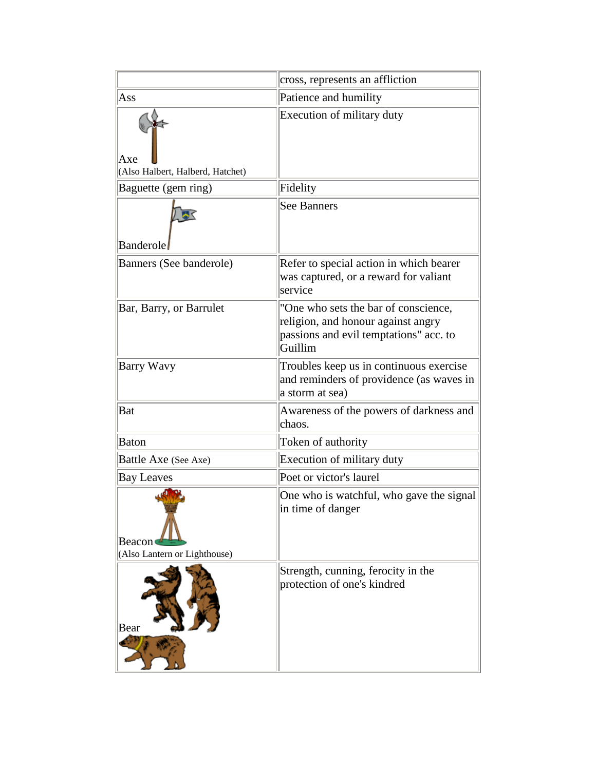| | |
|---|---|
| | cross, represents an affliction |
| Ass | Patience and humility |
| Axe (Also Halbert, Halberd, Hatchet) | Execution of military duty |
| Baguette (gem ring) | Fidelity |
| Banderole | See Banners |
| Banners (See banderole) | Refer to special action in which bearer was captured, or a reward for valiant service |
| Bar, Barry, or Barrulet | "One who sets the bar of conscience, religion, and honour against angry passions and evil temptations" acc. to Guillim |
| Barry Wavy | Troubles keep us in continuous exercise and reminders of providence (as waves in a storm at sea) |
| Bat | Awareness of the powers of darkness and chaos. |
| Baton | Token of authority |
| Battle Axe (See Axe) | Execution of military duty |
| Bay Leaves | Poet or victor's laurel |
| Beacon (Also Lantern or Lighthouse) | One who is watchful, who gave the signal in time of danger |
| Bear | Strength, cunning, ferocity in the protection of one's kindred |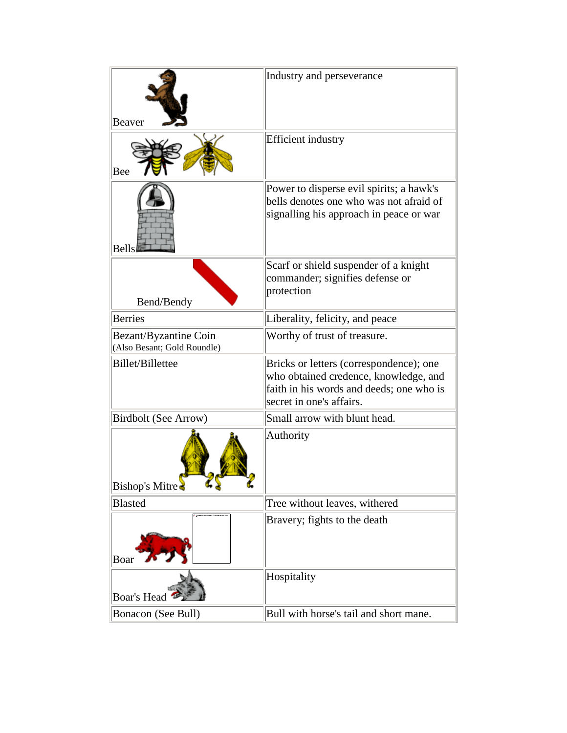| | |
|---|---|
| Beaver | Industry and perseverance |
| Bee | Efficient industry |
| Bells | Power to disperse evil spirits; a hawk's bells denotes one who was not afraid of signalling his approach in peace or war |
| Bend/Bendy | Scarf or shield suspender of a knight commander; signifies defense or protection |
| Berries | Liberality, felicity, and peace |
| Bezant/Byzantine Coin (Also Besant; Gold Roundle) | Worthy of trust of treasure. |
| Billet/Billettee | Bricks or letters (correspondence); one who obtained credence, knowledge, and faith in his words and deeds; one who is secret in one's affairs. |
| Birdbolt (See Arrow) | Small arrow with blunt head. |
| Bishop's Mitre | Authority |
| Blasted | Tree without leaves, withered |
| Boar | Bravery; fights to the death |
| Boar's Head | Hospitality |
| Bonacon (See Bull) | Bull with horse's tail and short mane. |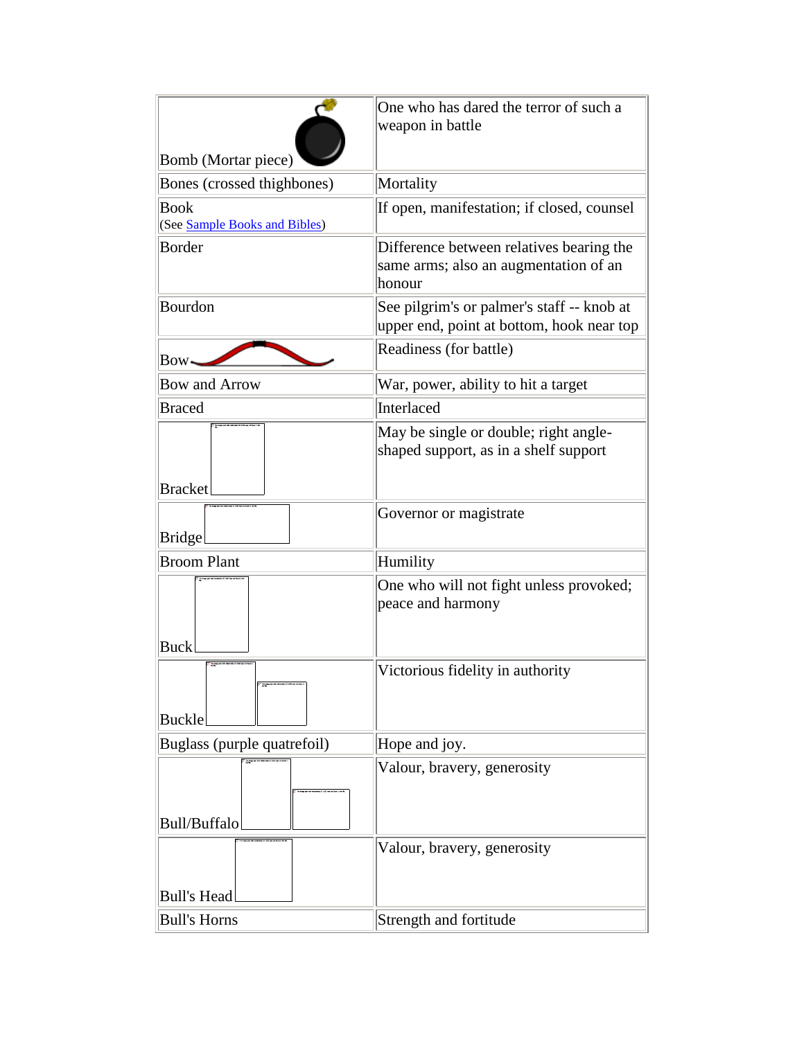| Bomb (Mortar piece) | One who has dared the terror of such a weapon in battle |
|---|---|
| Bones (crossed thighbones) | Mortality |
| Book (See Sample Books and Bibles) | If open, manifestation; if closed, counsel |
| Border | Difference between relatives bearing the same arms; also an augmentation of an honour |
| Bourdon | See pilgrim's or palmer's staff -- knob at upper end, point at bottom, hook near top |
| Bow | Readiness (for battle) |
| Bow and Arrow | War, power, ability to hit a target |
| Braced | Interlaced |
| Bracket | May be single or double; right angle-shaped support, as in a shelf support |
| Bridge | Governor or magistrate |
| Broom Plant | Humility |
| Buck | One who will not fight unless provoked; peace and harmony |
| Buckle | Victorious fidelity in authority |
| Buglass (purple quatrefoil) | Hope and joy. |
| Bull/Buffalo | Valour, bravery, generosity |
| Bull's Head | Valour, bravery, generosity |
| Bull's Horns | Strength and fortitude |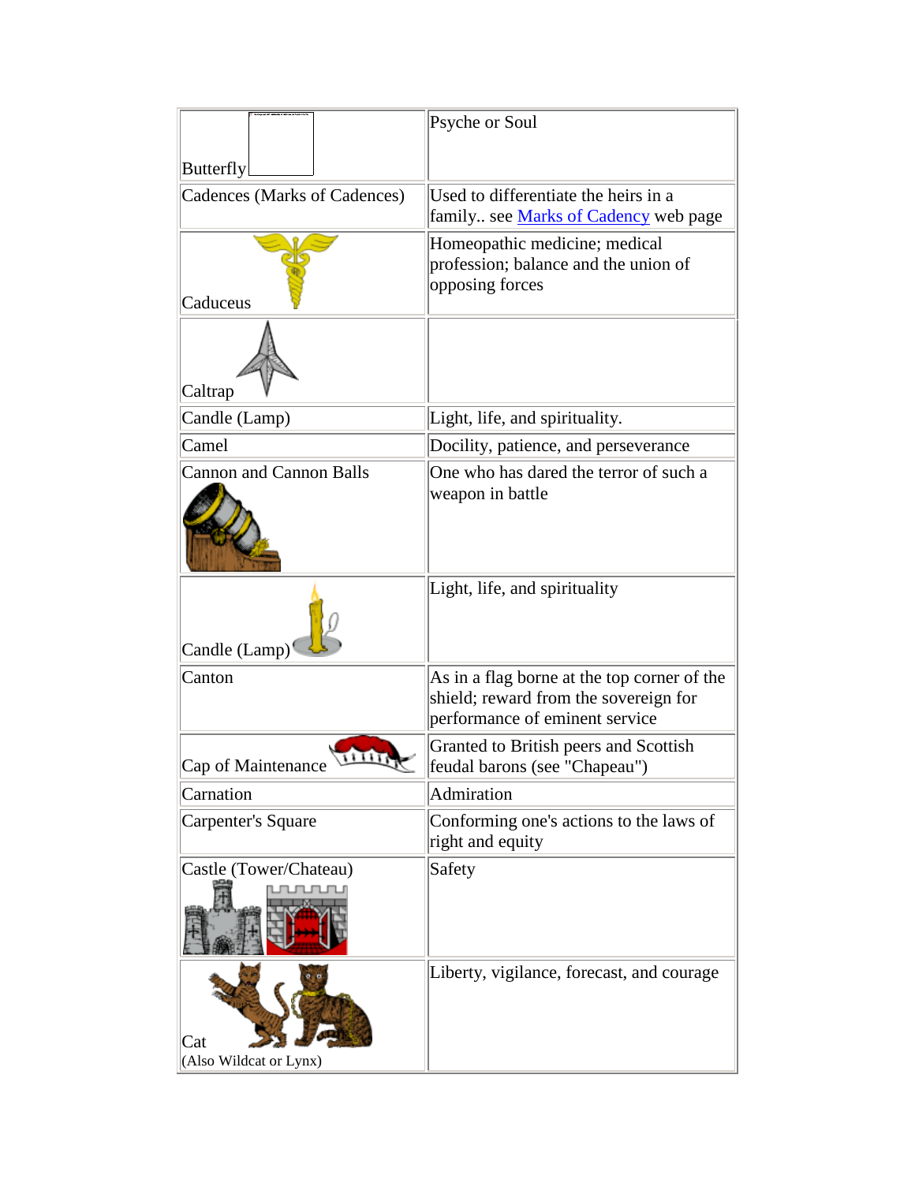| Symbol | Meaning |
| --- | --- |
| Butterfly | Psyche or Soul |
| Cadences (Marks of Cadences) | Used to differentiate the heirs in a family.. see Marks of Cadency web page |
| Caduceus | Homeopathic medicine; medical profession; balance and the union of opposing forces |
| Caltrap | |
| Candle (Lamp) | Light, life, and spirituality. |
| Camel | Docility, patience, and perseverance |
| Cannon and Cannon Balls | One who has dared the terror of such a weapon in battle |
| Candle (Lamp) | Light, life, and spirituality |
| Canton | As in a flag borne at the top corner of the shield; reward from the sovereign for performance of eminent service |
| Cap of Maintenance | Granted to British peers and Scottish feudal barons (see "Chapeau") |
| Carnation | Admiration |
| Carpenter's Square | Conforming one's actions to the laws of right and equity |
| Castle (Tower/Chateau) | Safety |
| Cat (Also Wildcat or Lynx) | Liberty, vigilance, forecast, and courage |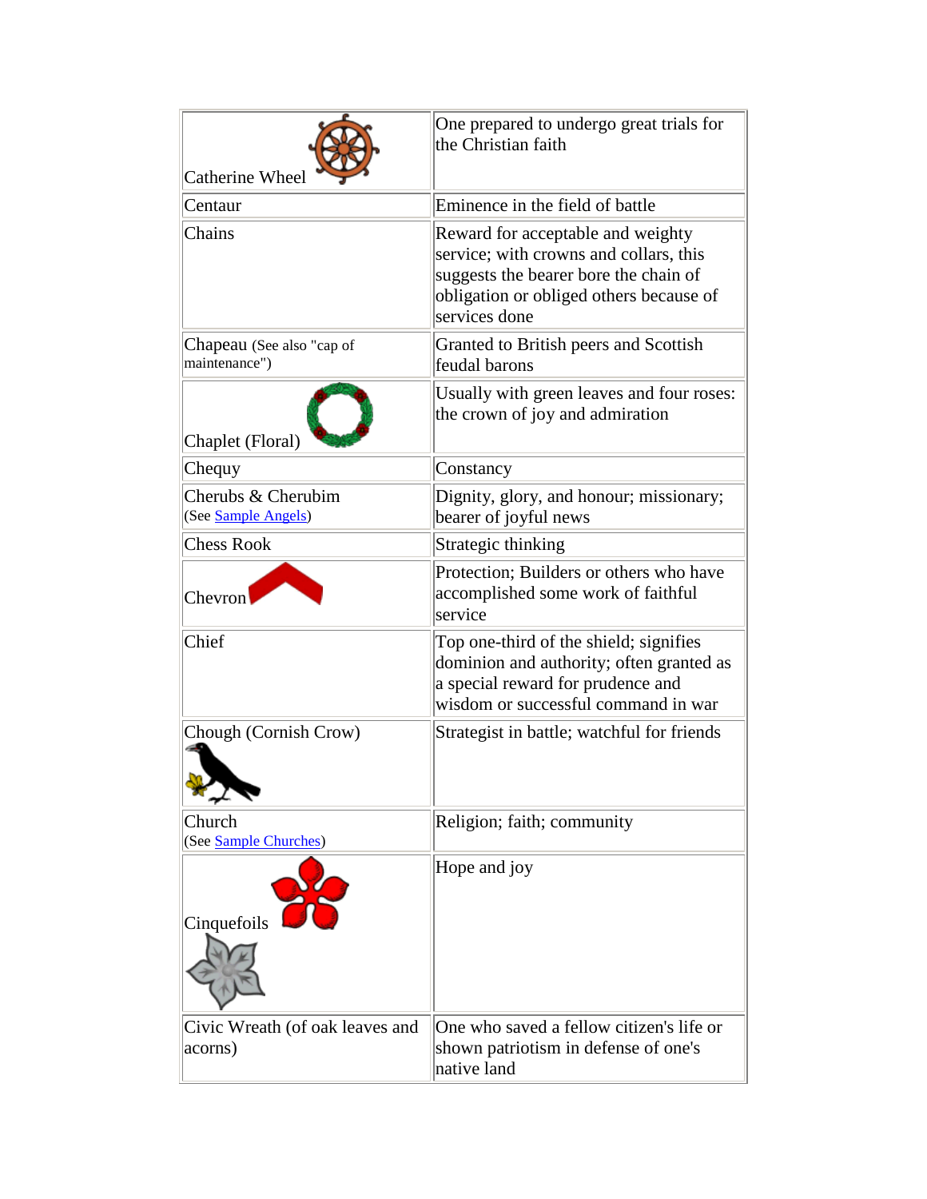| | |
|---|---|
| Catherine Wheel | One prepared to undergo great trials for the Christian faith |
| Centaur | Eminence in the field of battle |
| Chains | Reward for acceptable and weighty service; with crowns and collars, this suggests the bearer bore the chain of obligation or obliged others because of services done |
| Chapeau (See also "cap of maintenance") | Granted to British peers and Scottish feudal barons |
| Chaplet (Floral) | Usually with green leaves and four roses: the crown of joy and admiration |
| Chequy | Constancy |
| Cherubs & Cherubim (See Sample Angels) | Dignity, glory, and honour; missionary; bearer of joyful news |
| Chess Rook | Strategic thinking |
| Chevron | Protection; Builders or others who have accomplished some work of faithful service |
| Chief | Top one-third of the shield; signifies dominion and authority; often granted as a special reward for prudence and wisdom or successful command in war |
| Chough (Cornish Crow) | Strategist in battle; watchful for friends |
| Church (See Sample Churches) | Religion; faith; community |
| Cinquefoils | Hope and joy |
| Civic Wreath (of oak leaves and acorns) | One who saved a fellow citizen's life or shown patriotism in defense of one's native land |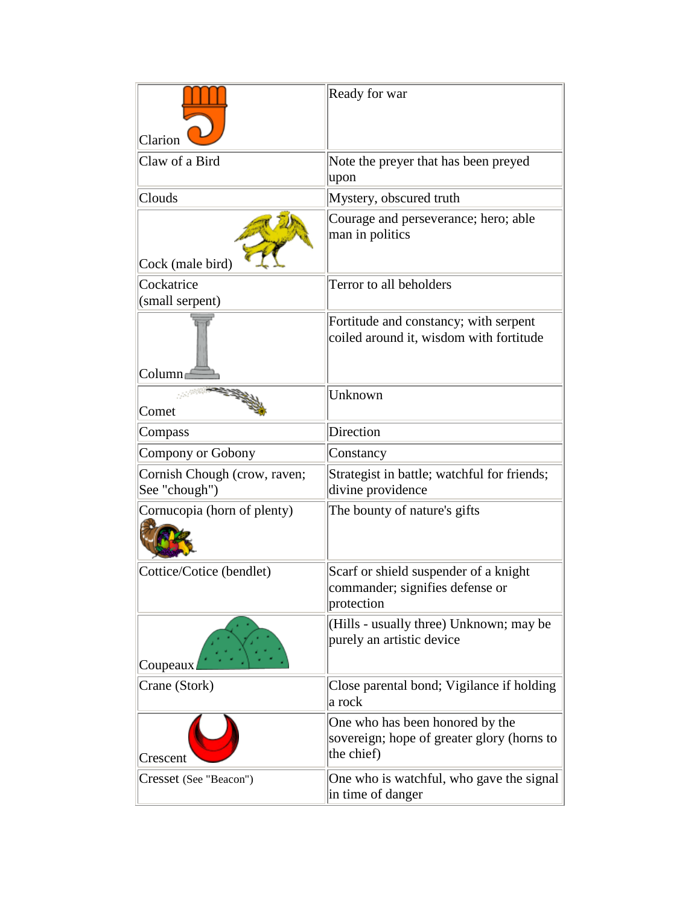| | |
|---|---|
| Clarion | Ready for war |
| Claw of a Bird | Note the preyer that has been preyed upon |
| Clouds | Mystery, obscured truth |
| Cock (male bird) | Courage and perseverance; hero; able man in politics |
| Cockatrice (small serpent) | Terror to all beholders |
| Column | Fortitude and constancy; with serpent coiled around it, wisdom with fortitude |
| Comet | Unknown |
| Compass | Direction |
| Compony or Gobony | Constancy |
| Cornish Chough (crow, raven; See "chough") | Strategist in battle; watchful for friends; divine providence |
| Cornucopia (horn of plenty) | The bounty of nature's gifts |
| Cottice/Cotice (bendlet) | Scarf or shield suspender of a knight commander; signifies defense or protection |
| Coupeaux | (Hills - usually three) Unknown; may be purely an artistic device |
| Crane (Stork) | Close parental bond; Vigilance if holding a rock |
| Crescent | One who has been honored by the sovereign; hope of greater glory (horns to the chief) |
| Cresset (See "Beacon") | One who is watchful, who gave the signal in time of danger |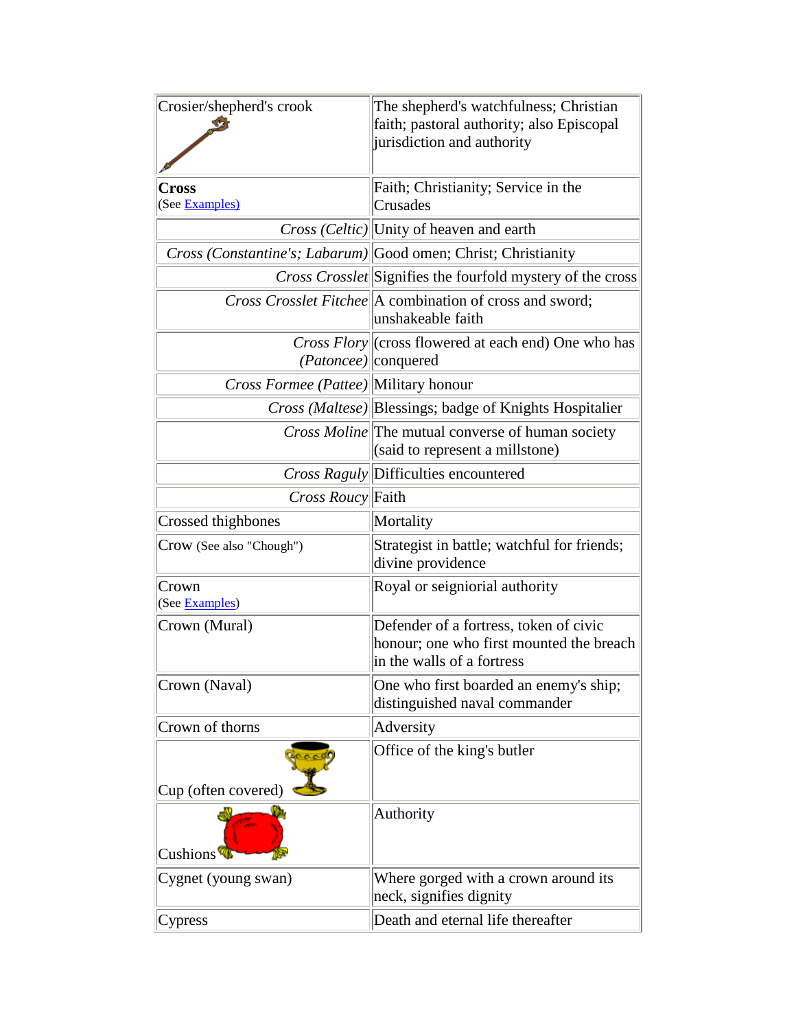| | |
|---|---|
| Crosier/shepherd's crook | The shepherd's watchfulness; Christian faith; pastoral authority; also Episcopal jurisdiction and authority |
| **Cross** (See Examples) | Faith; Christianity; Service in the Crusades |
| *Cross (Celtic)* | Unity of heaven and earth |
| *Cross (Constantine's; Labarum)* | Good omen; Christ; Christianity |
| *Cross Crosslet* | Signifies the fourfold mystery of the cross |
| *Cross Crosslet Fitchee* | A combination of cross and sword; unshakeable faith |
| *Cross Flory (Patoncee)* | (cross flowered at each end) One who has conquered |
| *Cross Formee (Pattee)* | Military honour |
| *Cross (Maltese)* | Blessings; badge of Knights Hospitalier |
| *Cross Moline* | The mutual converse of human society (said to represent a millstone) |
| *Cross Raguly* | Difficulties encountered |
| *Cross Roucy* | Faith |
| Crossed thighbones | Mortality |
| Crow (See also "Chough") | Strategist in battle; watchful for friends; divine providence |
| Crown (See Examples) | Royal or seigniorial authority |
| Crown (Mural) | Defender of a fortress, token of civic honour; one who first mounted the breach in the walls of a fortress |
| Crown (Naval) | One who first boarded an enemy's ship; distinguished naval commander |
| Crown of thorns | Adversity |
| Cup (often covered) | Office of the king's butler |
| Cushions | Authority |
| Cygnet (young swan) | Where gorged with a crown around its neck, signifies dignity |
| Cypress | Death and eternal life thereafter |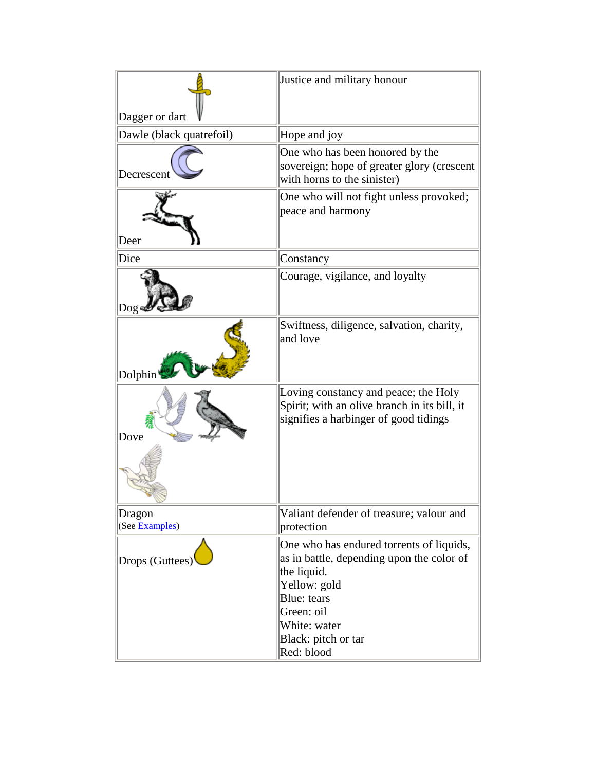| | |
|---|---|
| Dagger or dart | Justice and military honour |
| Dawle (black quatrefoil) | Hope and joy |
| Decrescent | One who has been honored by the sovereign; hope of greater glory (crescent with horns to the sinister) |
| Deer | One who will not fight unless provoked; peace and harmony |
| Dice | Constancy |
| Dog | Courage, vigilance, and loyalty |
| Dolphin | Swiftness, diligence, salvation, charity, and love |
| Dove | Loving constancy and peace; the Holy Spirit; with an olive branch in its bill, it signifies a harbinger of good tidings |
| Dragon (See Examples) | Valiant defender of treasure; valour and protection |
| Drops (Guttees) | One who has endured torrents of liquids, as in battle, depending upon the color of the liquid.<br>Yellow: gold<br>Blue: tears<br>Green: oil<br>White: water<br>Black: pitch or tar<br>Red: blood |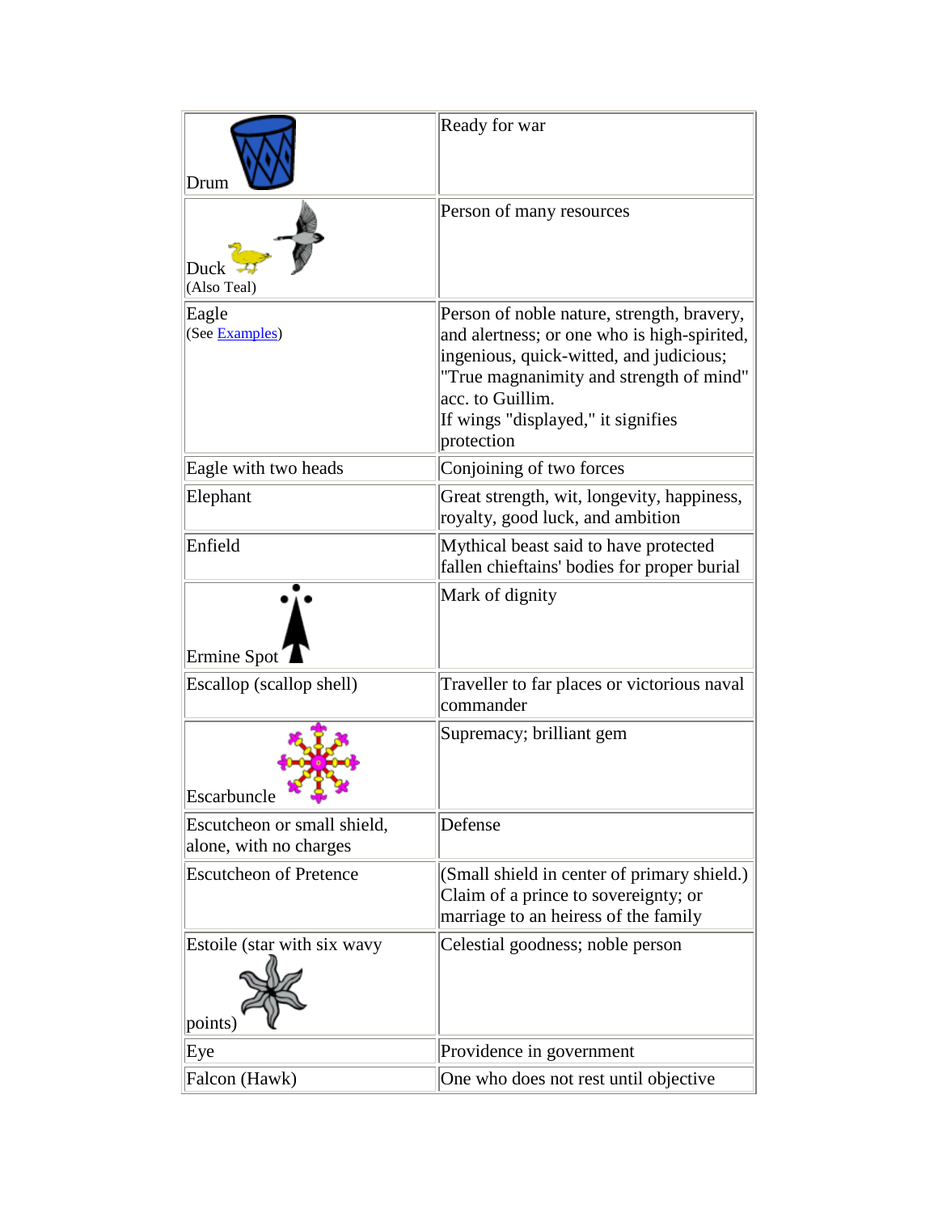| | |
|---|---|
| Drum | Ready for war |
| Duck (Also Teal) | Person of many resources |
| Eagle (See Examples) | Person of noble nature, strength, bravery, and alertness; or one who is high-spirited, ingenious, quick-witted, and judicious; "True magnanimity and strength of mind" acc. to Guillim. If wings "displayed," it signifies protection |
| Eagle with two heads | Conjoining of two forces |
| Elephant | Great strength, wit, longevity, happiness, royalty, good luck, and ambition |
| Enfield | Mythical beast said to have protected fallen chieftains' bodies for proper burial |
| Ermine Spot | Mark of dignity |
| Escallop (scallop shell) | Traveller to far places or victorious naval commander |
| Escarbuncle | Supremacy; brilliant gem |
| Escutcheon or small shield, alone, with no charges | Defense |
| Escutcheon of Pretence | (Small shield in center of primary shield.) Claim of a prince to sovereignty; or marriage to an heiress of the family |
| Estoile (star with six wavy points) | Celestial goodness; noble person |
| Eye | Providence in government |
| Falcon (Hawk) | One who does not rest until objective |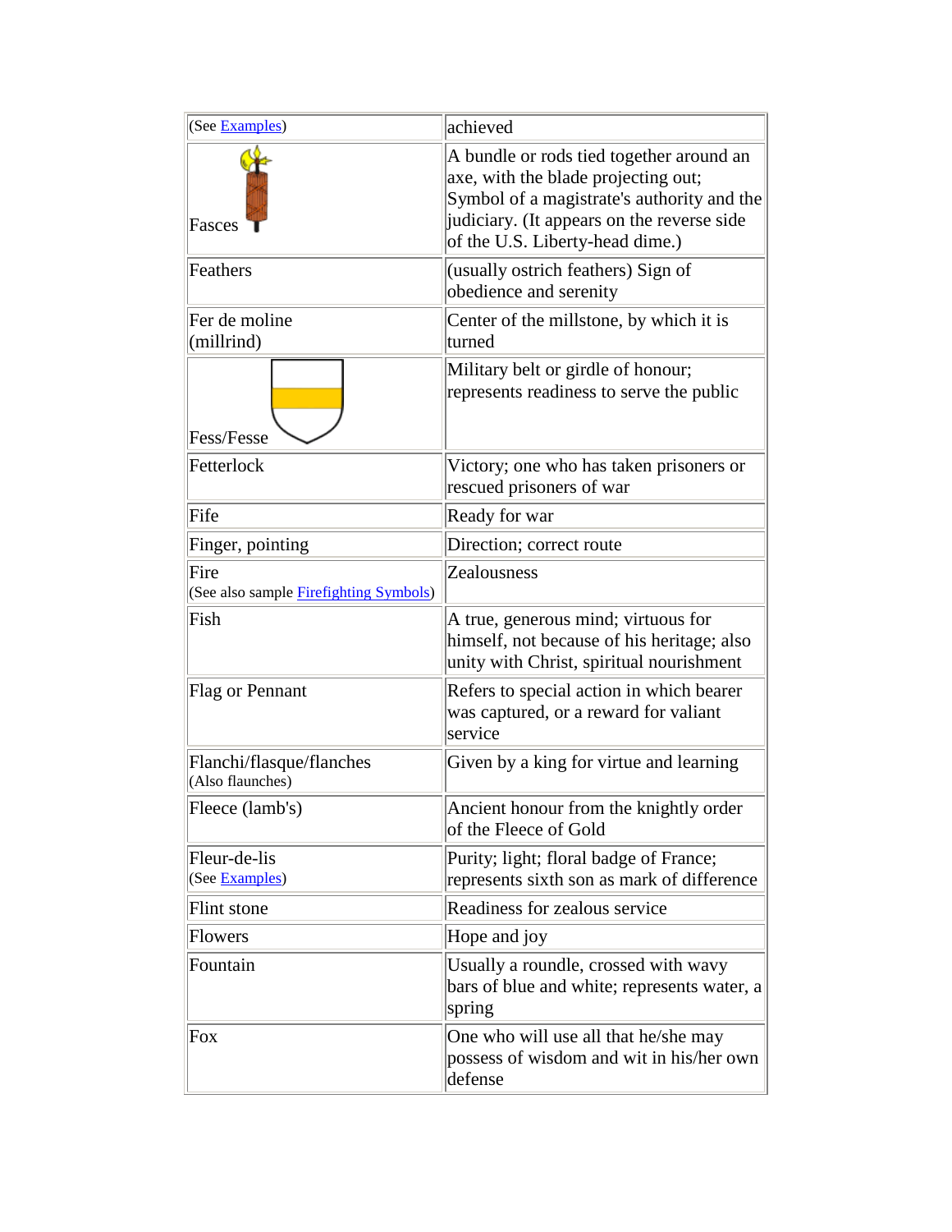| | |
|---|---|
| (See Examples) | achieved |
| Fasces | A bundle or rods tied together around an axe, with the blade projecting out; Symbol of a magistrate's authority and the judiciary. (It appears on the reverse side of the U.S. Liberty-head dime.) |
| Feathers | (usually ostrich feathers) Sign of obedience and serenity |
| Fer de moline (millrind) | Center of the millstone, by which it is turned |
| Fess/Fesse | Military belt or girdle of honour; represents readiness to serve the public |
| Fetterlock | Victory; one who has taken prisoners or rescued prisoners of war |
| Fife | Ready for war |
| Finger, pointing | Direction; correct route |
| Fire (See also sample Firefighting Symbols) | Zealousness |
| Fish | A true, generous mind; virtuous for himself, not because of his heritage; also unity with Christ, spiritual nourishment |
| Flag or Pennant | Refers to special action in which bearer was captured, or a reward for valiant service |
| Flanchi/flasque/flanches (Also flaunches) | Given by a king for virtue and learning |
| Fleece (lamb's) | Ancient honour from the knightly order of the Fleece of Gold |
| Fleur-de-lis (See Examples) | Purity; light; floral badge of France; represents sixth son as mark of difference |
| Flint stone | Readiness for zealous service |
| Flowers | Hope and joy |
| Fountain | Usually a roundle, crossed with wavy bars of blue and white; represents water, a spring |
| Fox | One who will use all that he/she may possess of wisdom and wit in his/her own defense |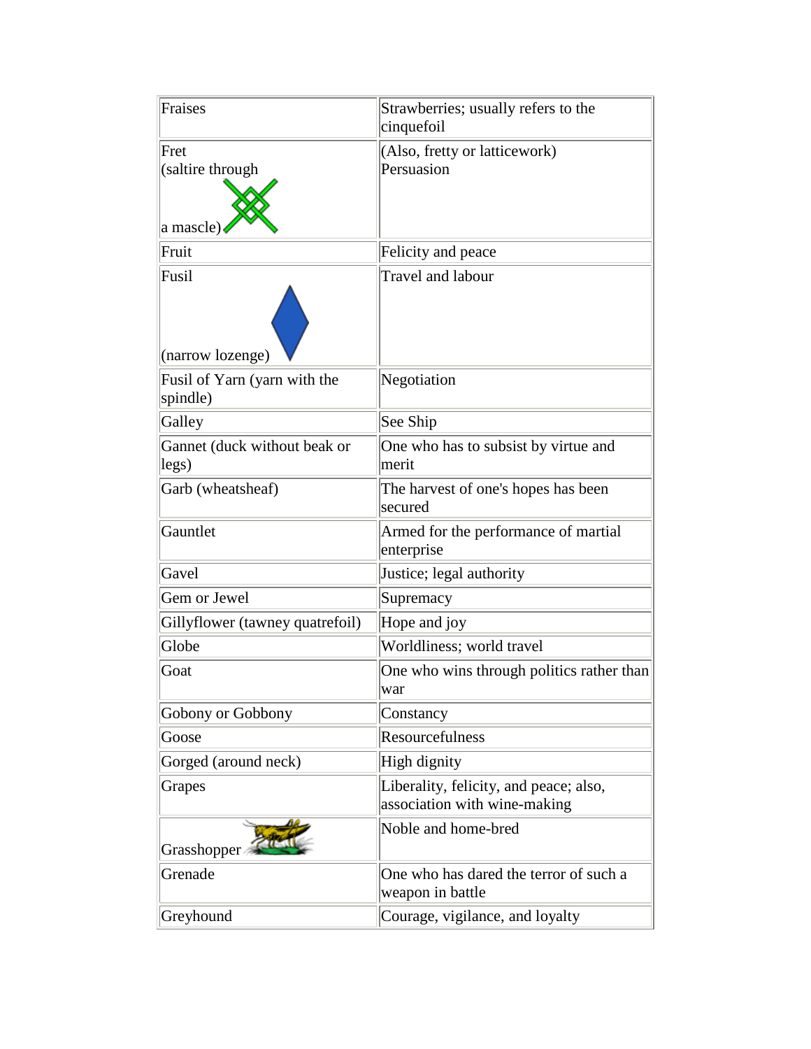| Fraises | Strawberries; usually refers to the cinquefoil |
|---|---|
| Fret (saltire through a mascle) | (Also, fretty or latticework) Persuasion |
| Fruit | Felicity and peace |
| Fusil (narrow lozenge) | Travel and labour |
| Fusil of Yarn (yarn with the spindle) | Negotiation |
| Galley | See Ship |
| Gannet (duck without beak or legs) | One who has to subsist by virtue and merit |
| Garb (wheatsheaf) | The harvest of one's hopes has been secured |
| Gauntlet | Armed for the performance of martial enterprise |
| Gavel | Justice; legal authority |
| Gem or Jewel | Supremacy |
| Gillyflower (tawney quatrefoil) | Hope and joy |
| Globe | Worldliness; world travel |
| Goat | One who wins through politics rather than war |
| Gobony or Gobbony | Constancy |
| Goose | Resourcefulness |
| Gorged (around neck) | High dignity |
| Grapes | Liberality, felicity, and peace; also, association with wine-making |
| Grasshopper | Noble and home-bred |
| Grenade | One who has dared the terror of such a weapon in battle |
| Greyhound | Courage, vigilance, and loyalty |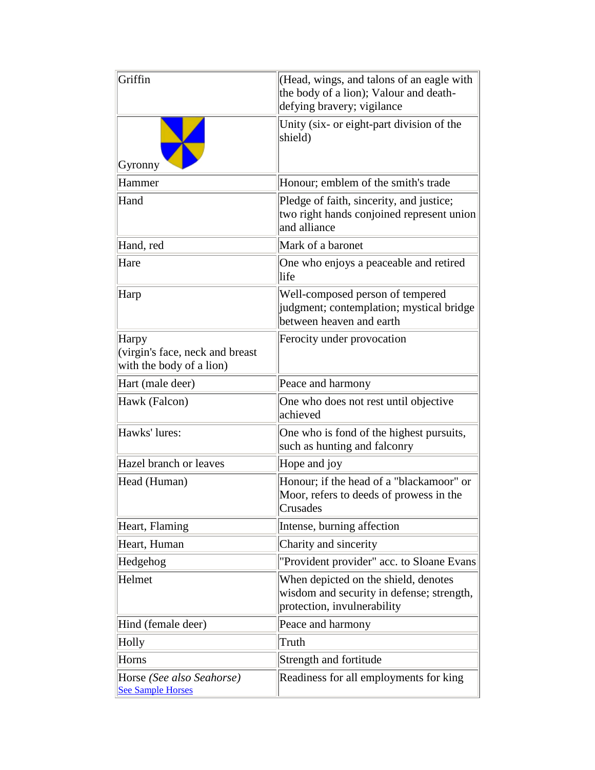| | |
|---|---|
| Griffin | (Head, wings, and talons of an eagle with the body of a lion); Valour and death-defying bravery; vigilance |
| Gyronny | Unity (six- or eight-part division of the shield) |
| Hammer | Honour; emblem of the smith's trade |
| Hand | Pledge of faith, sincerity, and justice; two right hands conjoined represent union and alliance |
| Hand, red | Mark of a baronet |
| Hare | One who enjoys a peaceable and retired life |
| Harp | Well-composed person of tempered judgment; contemplation; mystical bridge between heaven and earth |
| Harpy (virgin's face, neck and breast with the body of a lion) | Ferocity under provocation |
| Hart (male deer) | Peace and harmony |
| Hawk (Falcon) | One who does not rest until objective achieved |
| Hawks' lures: | One who is fond of the highest pursuits, such as hunting and falconry |
| Hazel branch or leaves | Hope and joy |
| Head (Human) | Honour; if the head of a "blackamoor" or Moor, refers to deeds of prowess in the Crusades |
| Heart, Flaming | Intense, burning affection |
| Heart, Human | Charity and sincerity |
| Hedgehog | "Provident provider" acc. to Sloane Evans |
| Helmet | When depicted on the shield, denotes wisdom and security in defense; strength, protection, invulnerability |
| Hind (female deer) | Peace and harmony |
| Holly | Truth |
| Horns | Strength and fortitude |
| Horse *(See also Seahorse)* See Sample Horses | Readiness for all employments for king |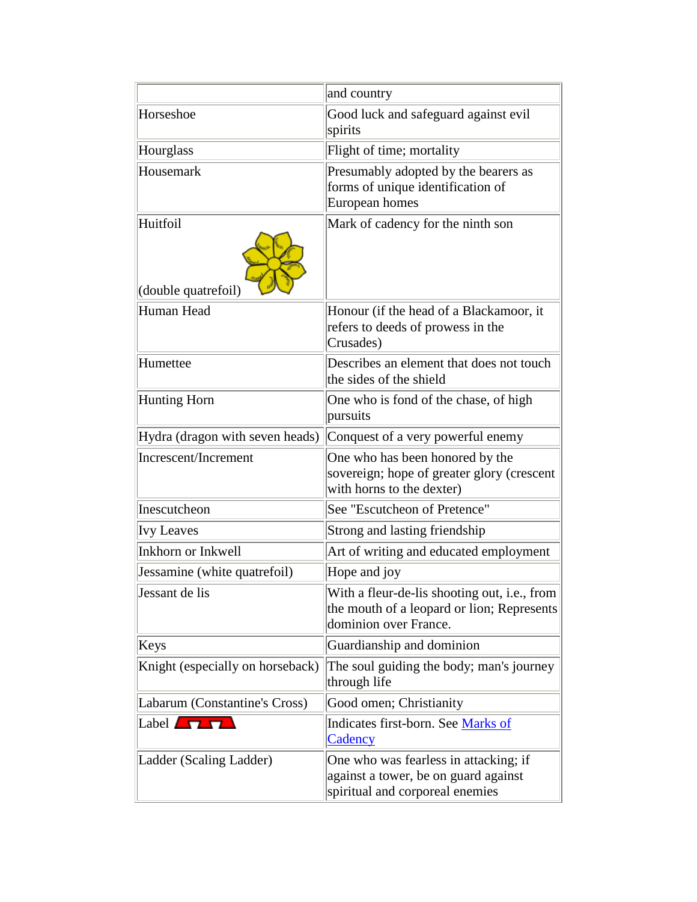| | |
|---|---|
| | and country |
| Horseshoe | Good luck and safeguard against evil spirits |
| Hourglass | Flight of time; mortality |
| Housemark | Presumably adopted by the bearers as forms of unique identification of European homes |
| Huitfoil (double quatrefoil) | Mark of cadency for the ninth son |
| Human Head | Honour (if the head of a Blackamoor, it refers to deeds of prowess in the Crusades) |
| Humettee | Describes an element that does not touch the sides of the shield |
| Hunting Horn | One who is fond of the chase, of high pursuits |
| Hydra (dragon with seven heads) | Conquest of a very powerful enemy |
| Increscent/Increment | One who has been honored by the sovereign; hope of greater glory (crescent with horns to the dexter) |
| Inescutcheon | See "Escutcheon of Pretence" |
| Ivy Leaves | Strong and lasting friendship |
| Inkhorn or Inkwell | Art of writing and educated employment |
| Jessamine (white quatrefoil) | Hope and joy |
| Jessant de lis | With a fleur-de-lis shooting out, i.e., from the mouth of a leopard or lion; Represents dominion over France. |
| Keys | Guardianship and dominion |
| Knight (especially on horseback) | The soul guiding the body; man's journey through life |
| Labarum (Constantine's Cross) | Good omen; Christianity |
| Label | Indicates first-born. See Marks of Cadency |
| Ladder (Scaling Ladder) | One who was fearless in attacking; if against a tower, be on guard against spiritual and corporeal enemies |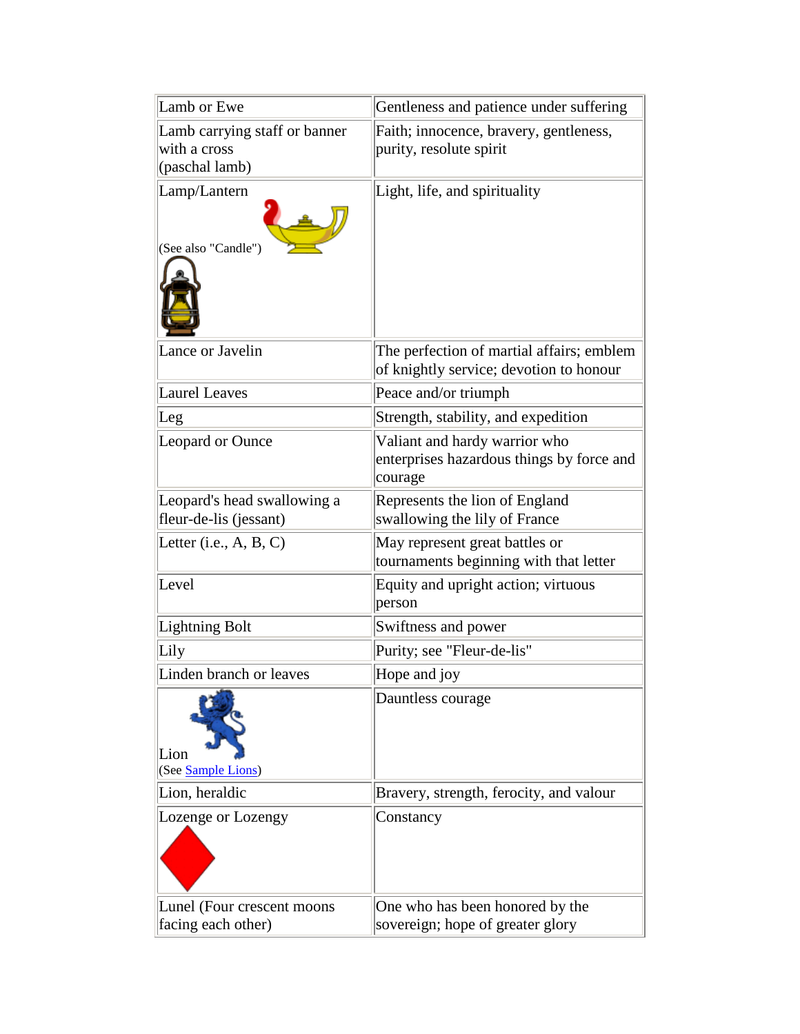| | |
|---|---|
| Lamb or Ewe | Gentleness and patience under suffering |
| Lamb carrying staff or banner with a cross (paschal lamb) | Faith; innocence, bravery, gentleness, purity, resolute spirit |
| Lamp/Lantern (See also "Candle") | Light, life, and spirituality |
| Lance or Javelin | The perfection of martial affairs; emblem of knightly service; devotion to honour |
| Laurel Leaves | Peace and/or triumph |
| Leg | Strength, stability, and expedition |
| Leopard or Ounce | Valiant and hardy warrior who enterprises hazardous things by force and courage |
| Leopard's head swallowing a fleur-de-lis (jessant) | Represents the lion of England swallowing the lily of France |
| Letter (i.e., A, B, C) | May represent great battles or tournaments beginning with that letter |
| Level | Equity and upright action; virtuous person |
| Lightning Bolt | Swiftness and power |
| Lily | Purity; see "Fleur-de-lis" |
| Linden branch or leaves | Hope and joy |
| Lion (See Sample Lions) | Dauntless courage |
| Lion, heraldic | Bravery, strength, ferocity, and valour |
| Lozenge or Lozengy | Constancy |
| Lunel (Four crescent moons facing each other) | One who has been honored by the sovereign; hope of greater glory |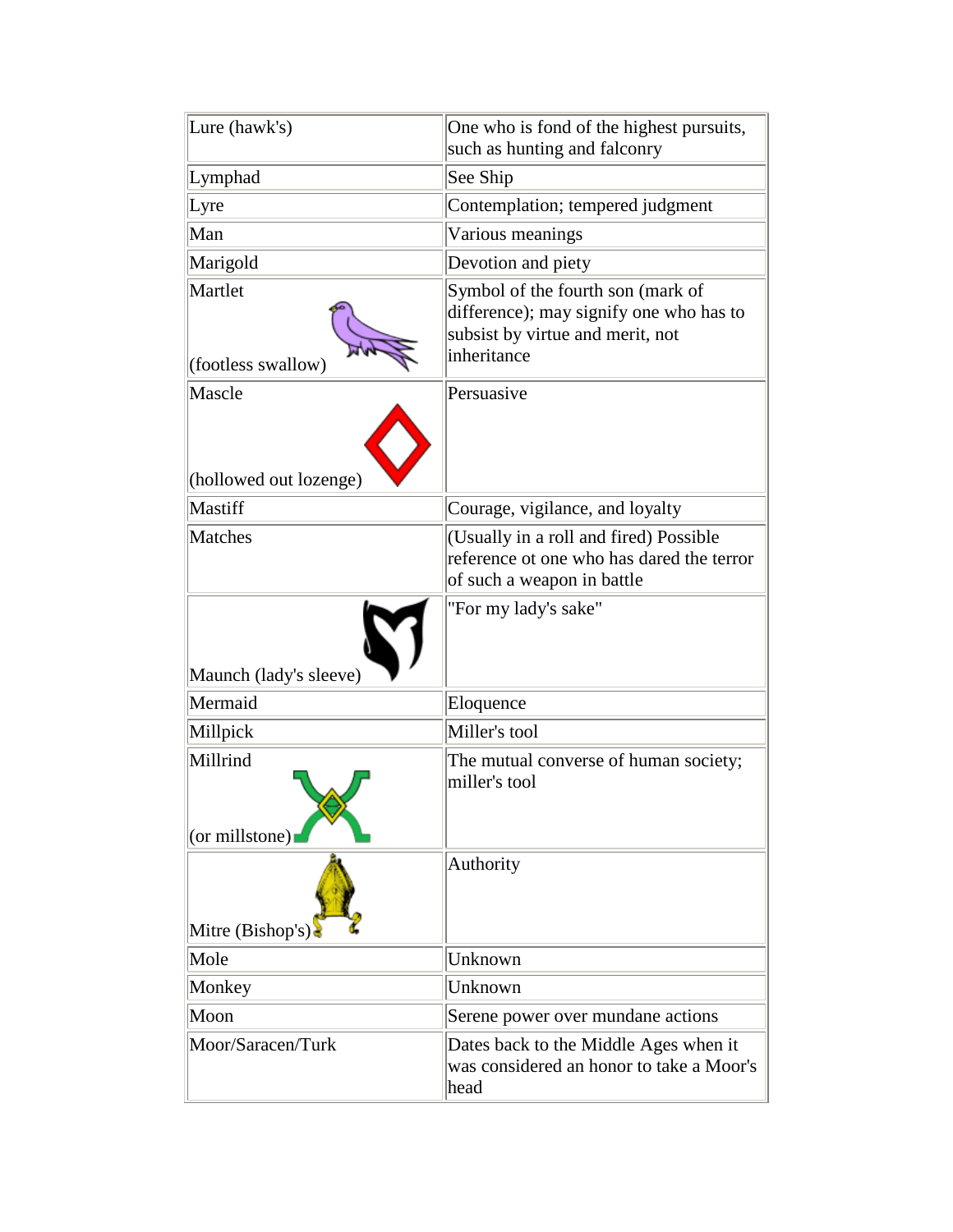| | |
|---|---|
| Lure (hawk's) | One who is fond of the highest pursuits, such as hunting and falconry |
| Lymphad | See Ship |
| Lyre | Contemplation; tempered judgment |
| Man | Various meanings |
| Marigold | Devotion and piety |
| Martlet (footless swallow) | Symbol of the fourth son (mark of difference); may signify one who has to subsist by virtue and merit, not inheritance |
| Mascle (hollowed out lozenge) | Persuasive |
| Mastiff | Courage, vigilance, and loyalty |
| Matches | (Usually in a roll and fired) Possible reference ot one who has dared the terror of such a weapon in battle |
| Maunch (lady's sleeve) | "For my lady's sake" |
| Mermaid | Eloquence |
| Millpick | Miller's tool |
| Millrind (or millstone) | The mutual converse of human society; miller's tool |
| Mitre (Bishop's) | Authority |
| Mole | Unknown |
| Monkey | Unknown |
| Moon | Serene power over mundane actions |
| Moor/Saracen/Turk | Dates back to the Middle Ages when it was considered an honor to take a Moor's head |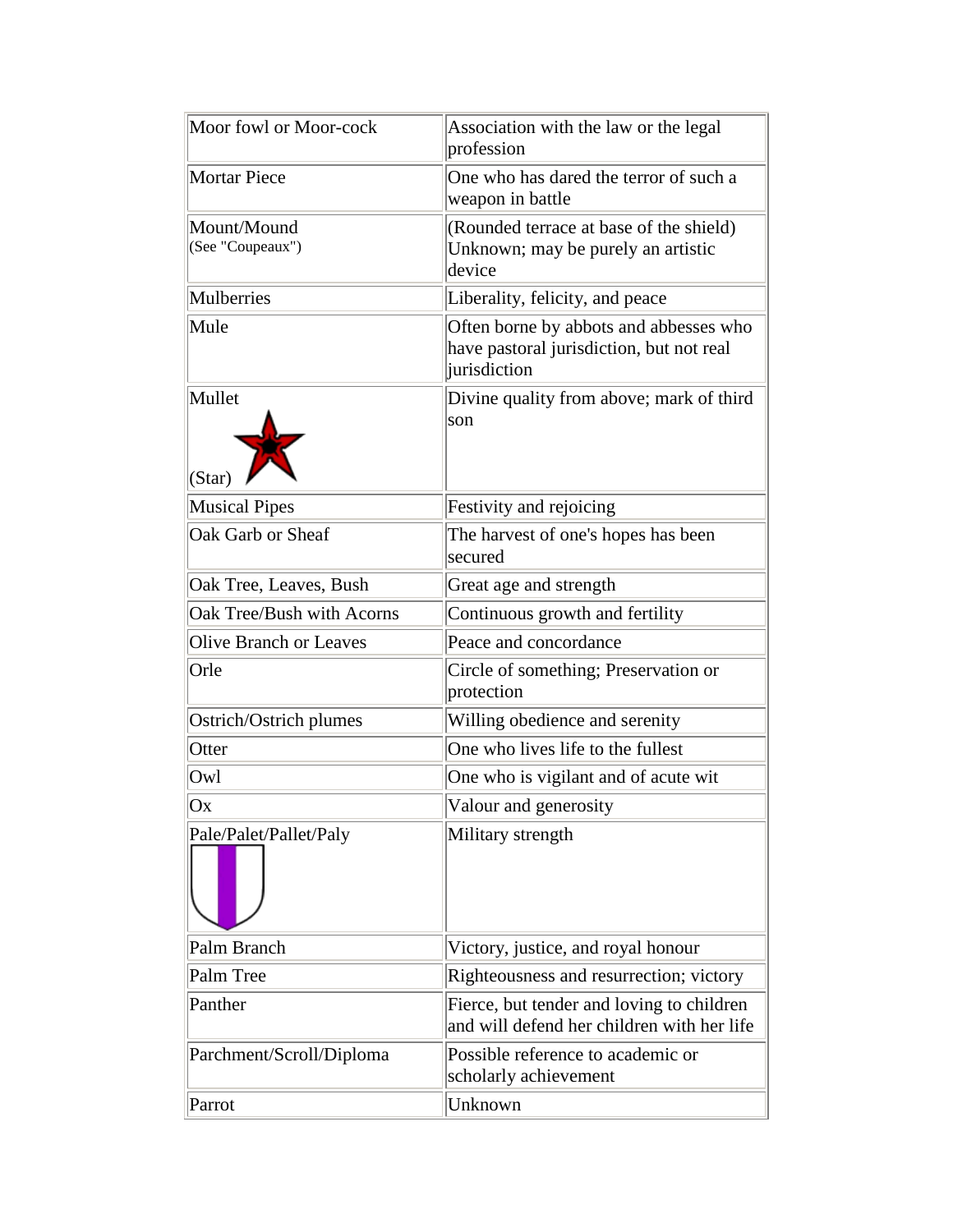| | |
|---|---|
| Moor fowl or Moor-cock | Association with the law or the legal profession |
| Mortar Piece | One who has dared the terror of such a weapon in battle |
| Mount/Mound (See "Coupeaux") | (Rounded terrace at base of the shield) Unknown; may be purely an artistic device |
| Mulberries | Liberality, felicity, and peace |
| Mule | Often borne by abbots and abbesses who have pastoral jurisdiction, but not real jurisdiction |
| Mullet (Star) | Divine quality from above; mark of third son |
| Musical Pipes | Festivity and rejoicing |
| Oak Garb or Sheaf | The harvest of one's hopes has been secured |
| Oak Tree, Leaves, Bush | Great age and strength |
| Oak Tree/Bush with Acorns | Continuous growth and fertility |
| Olive Branch or Leaves | Peace and concordance |
| Orle | Circle of something; Preservation or protection |
| Ostrich/Ostrich plumes | Willing obedience and serenity |
| Otter | One who lives life to the fullest |
| Owl | One who is vigilant and of acute wit |
| Ox | Valour and generosity |
| Pale/Palet/Pallet/Paly | Military strength |
| Palm Branch | Victory, justice, and royal honour |
| Palm Tree | Righteousness and resurrection; victory |
| Panther | Fierce, but tender and loving to children and will defend her children with her life |
| Parchment/Scroll/Diploma | Possible reference to academic or scholarly achievement |
| Parrot | Unknown |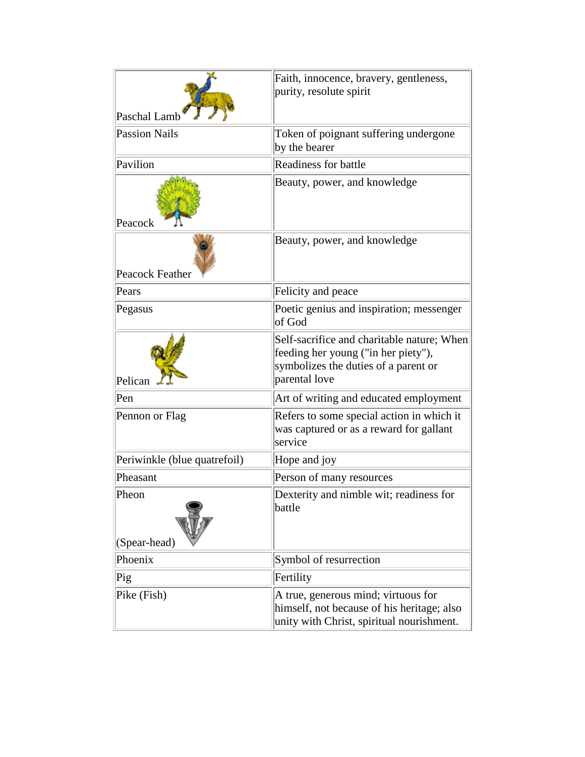| | |
|---|---|
| Paschal Lamb | Faith, innocence, bravery, gentleness, purity, resolute spirit |
| Passion Nails | Token of poignant suffering undergone by the bearer |
| Pavilion | Readiness for battle |
| Peacock | Beauty, power, and knowledge |
| Peacock Feather | Beauty, power, and knowledge |
| Pears | Felicity and peace |
| Pegasus | Poetic genius and inspiration; messenger of God |
| Pelican | Self-sacrifice and charitable nature; When feeding her young ("in her piety"), symbolizes the duties of a parent or parental love |
| Pen | Art of writing and educated employment |
| Pennon or Flag | Refers to some special action in which it was captured or as a reward for gallant service |
| Periwinkle (blue quatrefoil) | Hope and joy |
| Pheasant | Person of many resources |
| Pheon (Spear-head) | Dexterity and nimble wit; readiness for battle |
| Phoenix | Symbol of resurrection |
| Pig | Fertility |
| Pike (Fish) | A true, generous mind; virtuous for himself, not because of his heritage; also unity with Christ, spiritual nourishment. |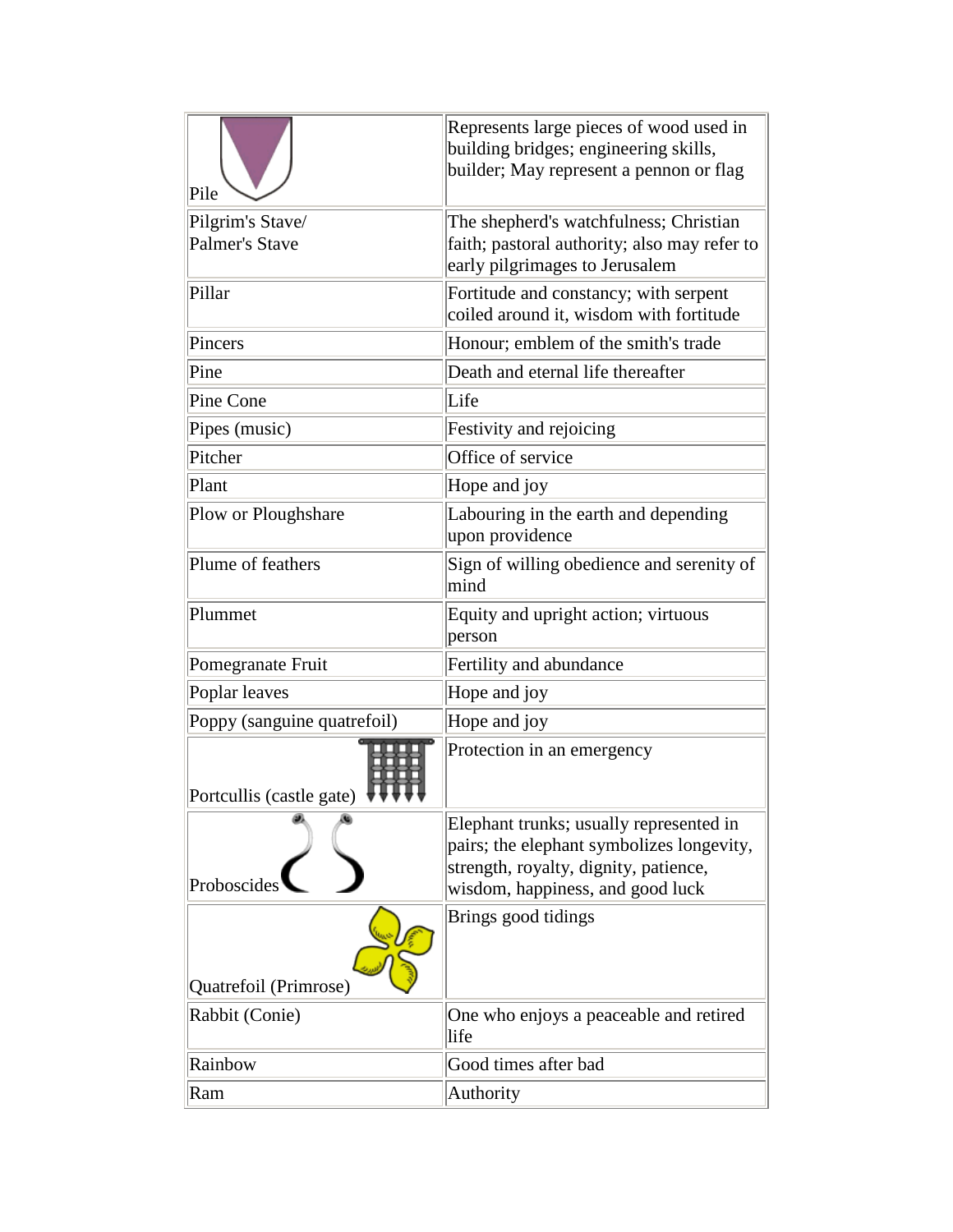| Pile | Represents large pieces of wood used in building bridges; engineering skills, builder; May represent a pennon or flag |
|---|---|
| Pilgrim's Stave/ Palmer's Stave | The shepherd's watchfulness; Christian faith; pastoral authority; also may refer to early pilgrimages to Jerusalem |
| Pillar | Fortitude and constancy; with serpent coiled around it, wisdom with fortitude |
| Pincers | Honour; emblem of the smith's trade |
| Pine | Death and eternal life thereafter |
| Pine Cone | Life |
| Pipes (music) | Festivity and rejoicing |
| Pitcher | Office of service |
| Plant | Hope and joy |
| Plow or Ploughshare | Labouring in the earth and depending upon providence |
| Plume of feathers | Sign of willing obedience and serenity of mind |
| Plummet | Equity and upright action; virtuous person |
| Pomegranate Fruit | Fertility and abundance |
| Poplar leaves | Hope and joy |
| Poppy (sanguine quatrefoil) | Hope and joy |
| Portcullis (castle gate) | Protection in an emergency |
| Proboscides | Elephant trunks; usually represented in pairs; the elephant symbolizes longevity, strength, royalty, dignity, patience, wisdom, happiness, and good luck |
| Quatrefoil (Primrose) | Brings good tidings |
| Rabbit (Conie) | One who enjoys a peaceable and retired life |
| Rainbow | Good times after bad |
| Ram | Authority |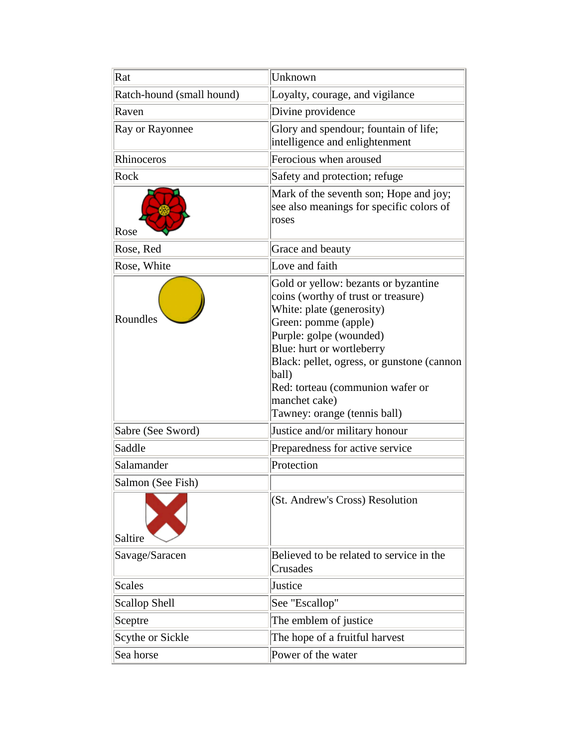| Rat | Unknown |
|---|---|
| Ratch-hound (small hound) | Loyalty, courage, and vigilance |
| Raven | Divine providence |
| Ray or Rayonnee | Glory and spendour; fountain of life; intelligence and enlightenment |
| Rhinoceros | Ferocious when aroused |
| Rock | Safety and protection; refuge |
| Rose | Mark of the seventh son; Hope and joy; see also meanings for specific colors of roses |
| Rose, Red | Grace and beauty |
| Rose, White | Love and faith |
| Roundles | Gold or yellow: bezants or byzantine coins (worthy of trust or treasure)<br>White: plate (generosity)<br>Green: pomme (apple)<br>Purple: golpe (wounded)<br>Blue: hurt or wortleberry<br>Black: pellet, ogress, or gunstone (cannon ball)<br>Red: torteau (communion wafer or manchet cake)<br>Tawney: orange (tennis ball) |
| Sabre (See Sword) | Justice and/or military honour |
| Saddle | Preparedness for active service |
| Salamander | Protection |
| Salmon (See Fish) | |
| Saltire | (St. Andrew's Cross) Resolution |
| Savage/Saracen | Believed to be related to service in the Crusades |
| Scales | Justice |
| Scallop Shell | See "Escallop" |
| Sceptre | The emblem of justice |
| Scythe or Sickle | The hope of a fruitful harvest |
| Sea horse | Power of the water |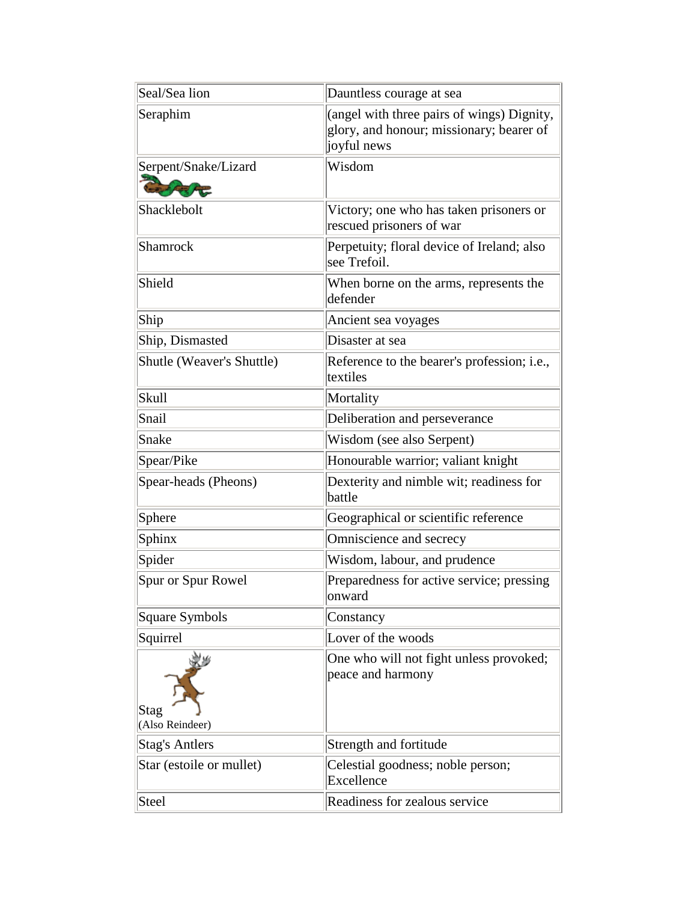| Seal/Sea lion | Dauntless courage at sea |
|---|---|
| Seraphim | (angel with three pairs of wings) Dignity, glory, and honour; missionary; bearer of joyful news |
| Serpent/Snake/Lizard | Wisdom |
| Shacklebolt | Victory; one who has taken prisoners or rescued prisoners of war |
| Shamrock | Perpetuity; floral device of Ireland; also see Trefoil. |
| Shield | When borne on the arms, represents the defender |
| Ship | Ancient sea voyages |
| Ship, Dismasted | Disaster at sea |
| Shutle (Weaver's Shuttle) | Reference to the bearer's profession; i.e., textiles |
| Skull | Mortality |
| Snail | Deliberation and perseverance |
| Snake | Wisdom (see also Serpent) |
| Spear/Pike | Honourable warrior; valiant knight |
| Spear-heads (Pheons) | Dexterity and nimble wit; readiness for battle |
| Sphere | Geographical or scientific reference |
| Sphinx | Omniscience and secrecy |
| Spider | Wisdom, labour, and prudence |
| Spur or Spur Rowel | Preparedness for active service; pressing onward |
| Square Symbols | Constancy |
| Squirrel | Lover of the woods |
| Stag (Also Reindeer) | One who will not fight unless provoked; peace and harmony |
| Stag's Antlers | Strength and fortitude |
| Star (estoile or mullet) | Celestial goodness; noble person; Excellence |
| Steel | Readiness for zealous service |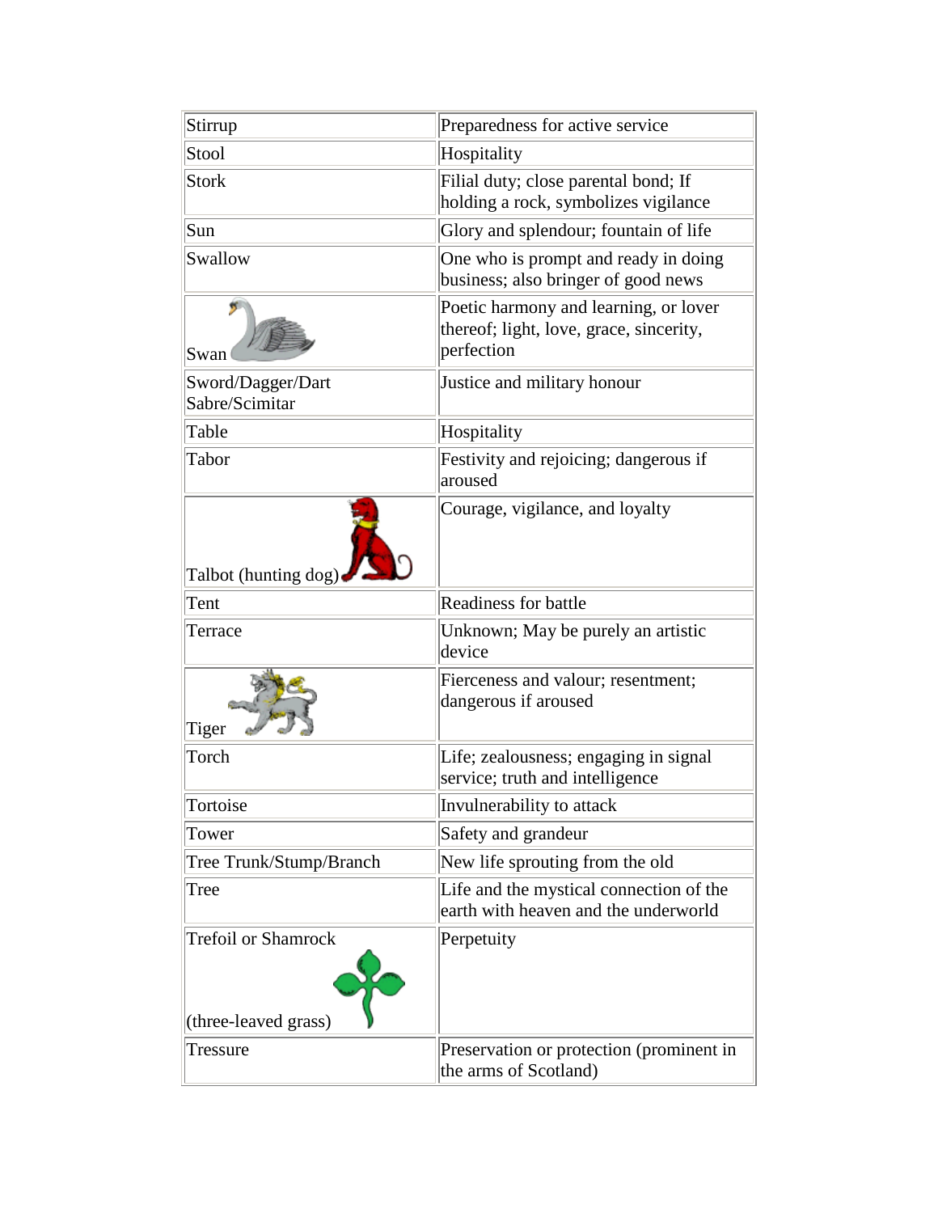| Stirrup | Preparedness for active service |
|---|---|
| Stool | Hospitality |
| Stork | Filial duty; close parental bond; If holding a rock, symbolizes vigilance |
| Sun | Glory and splendour; fountain of life |
| Swallow | One who is prompt and ready in doing business; also bringer of good news |
| Swan | Poetic harmony and learning, or lover thereof; light, love, grace, sincerity, perfection |
| Sword/Dagger/Dart Sabre/Scimitar | Justice and military honour |
| Table | Hospitality |
| Tabor | Festivity and rejoicing; dangerous if aroused |
| Talbot (hunting dog) | Courage, vigilance, and loyalty |
| Tent | Readiness for battle |
| Terrace | Unknown; May be purely an artistic device |
| Tiger | Fierceness and valour; resentment; dangerous if aroused |
| Torch | Life; zealousness; engaging in signal service; truth and intelligence |
| Tortoise | Invulnerability to attack |
| Tower | Safety and grandeur |
| Tree Trunk/Stump/Branch | New life sprouting from the old |
| Tree | Life and the mystical connection of the earth with heaven and the underworld |
| Trefoil or Shamrock (three-leaved grass) | Perpetuity |
| Tressure | Preservation or protection (prominent in the arms of Scotland) |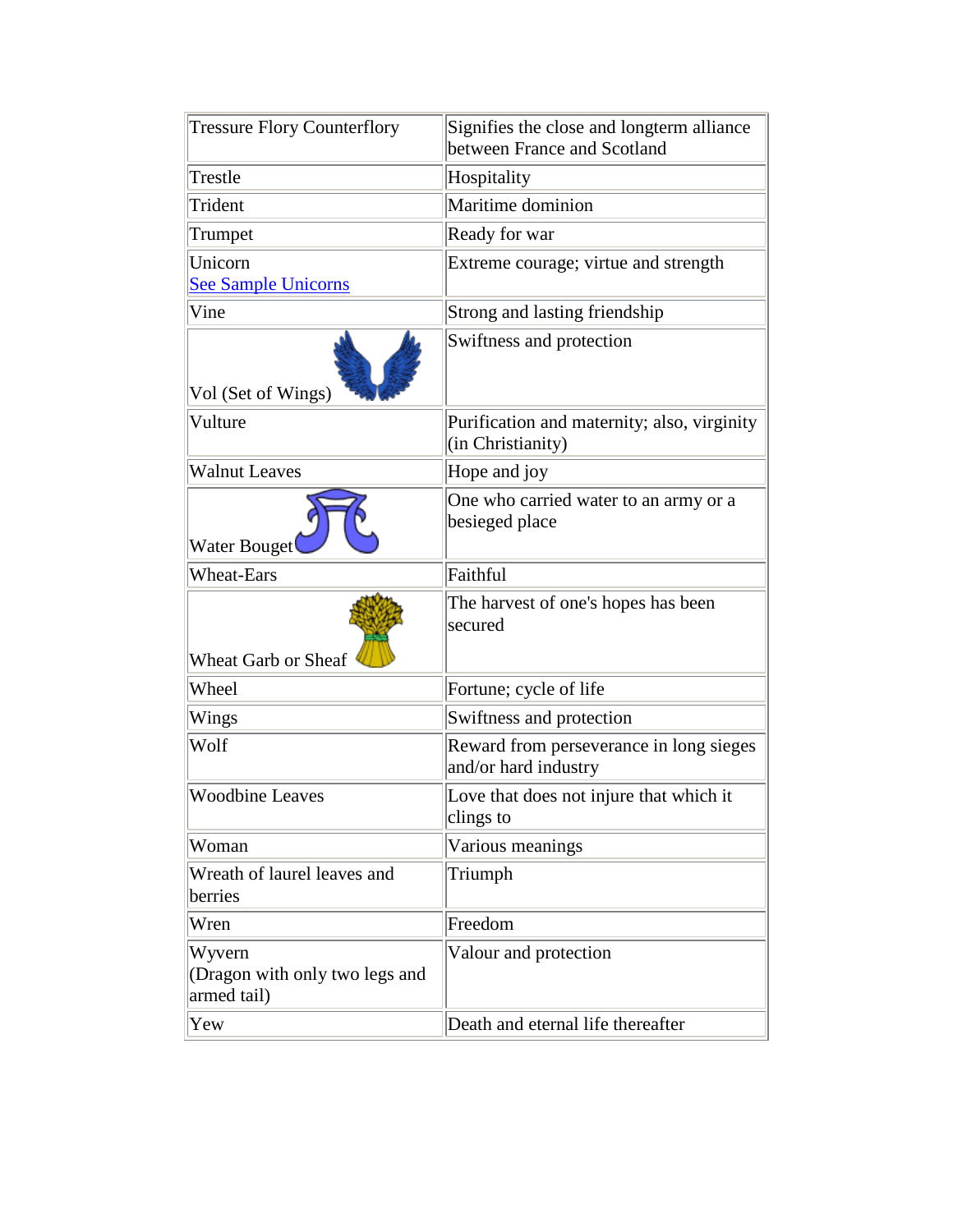| | |
|---|---|
| Tressure Flory Counterflory | Signifies the close and longterm alliance between France and Scotland |
| Trestle | Hospitality |
| Trident | Maritime dominion |
| Trumpet | Ready for war |
| Unicorn<br>See Sample Unicorns | Extreme courage; virtue and strength |
| Vine | Strong and lasting friendship |
| Vol (Set of Wings) | Swiftness and protection |
| Vulture | Purification and maternity; also, virginity (in Christianity) |
| Walnut Leaves | Hope and joy |
| Water Bouget | One who carried water to an army or a besieged place |
| Wheat-Ears | Faithful |
| Wheat Garb or Sheaf | The harvest of one's hopes has been secured |
| Wheel | Fortune; cycle of life |
| Wings | Swiftness and protection |
| Wolf | Reward from perseverance in long sieges and/or hard industry |
| Woodbine Leaves | Love that does not injure that which it clings to |
| Woman | Various meanings |
| Wreath of laurel leaves and berries | Triumph |
| Wren | Freedom |
| Wyvern<br>(Dragon with only two legs and armed tail) | Valour and protection |
| Yew | Death and eternal life thereafter |